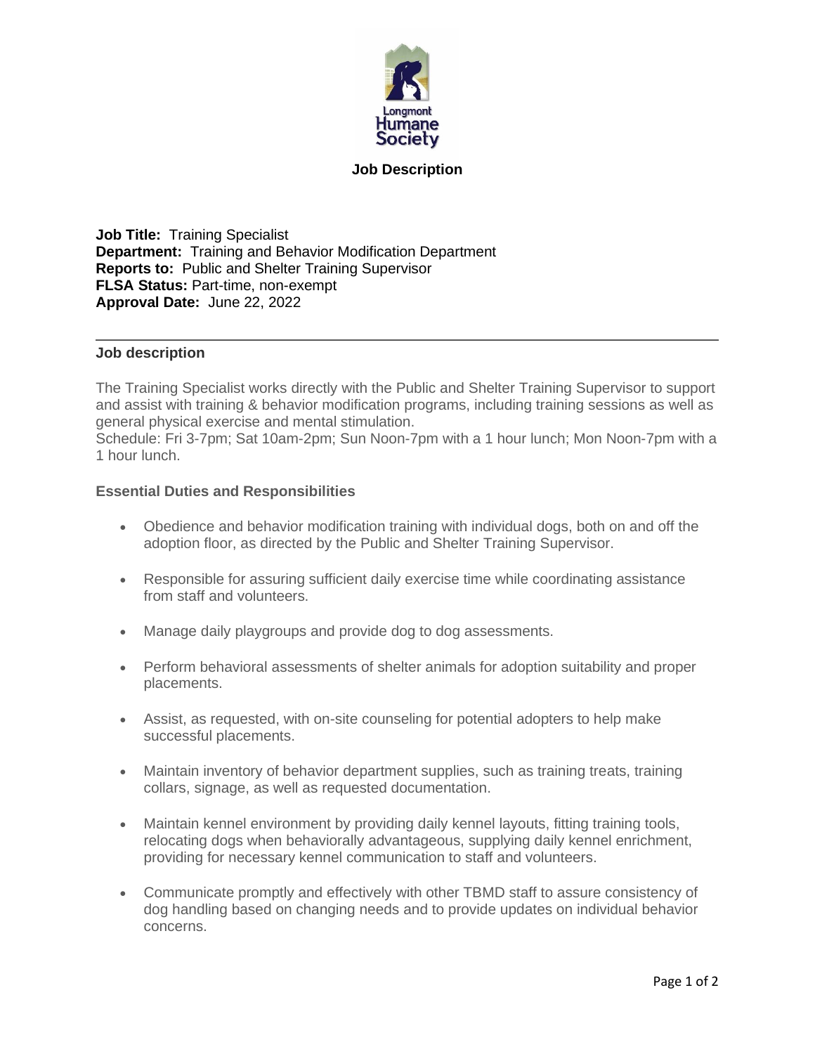Longmont Humane Society

# Job Description

**Job Title:** Training Specialist
**Department:** Training and Behavior Modification Department
**Reports to:** Public and Shelter Training Supervisor
**FLSA Status:** Part-time, non-exempt
**Approval Date:** June 22, 2022

---

## Job description

The Training Specialist works directly with the Public and Shelter Training Supervisor to support and assist with training & behavior modification programs, including training sessions as well as general physical exercise and mental stimulation.
Schedule: Fri 3-7pm; Sat 10am-2pm; Sun Noon-7pm with a 1 hour lunch; Mon Noon-7pm with a 1 hour lunch.

### Essential Duties and Responsibilities

- Obedience and behavior modification training with individual dogs, both on and off the adoption floor, as directed by the Public and Shelter Training Supervisor.
- Responsible for assuring sufficient daily exercise time while coordinating assistance from staff and volunteers.
- Manage daily playgroups and provide dog to dog assessments.
- Perform behavioral assessments of shelter animals for adoption suitability and proper placements.
- Assist, as requested, with on-site counseling for potential adopters to help make successful placements.
- Maintain inventory of behavior department supplies, such as training treats, training collars, signage, as well as requested documentation.
- Maintain kennel environment by providing daily kennel layouts, fitting training tools, relocating dogs when behaviorally advantageous, supplying daily kennel enrichment, providing for necessary kennel communication to staff and volunteers.
- Communicate promptly and effectively with other TBMD staff to assure consistency of dog handling based on changing needs and to provide updates on individual behavior concerns.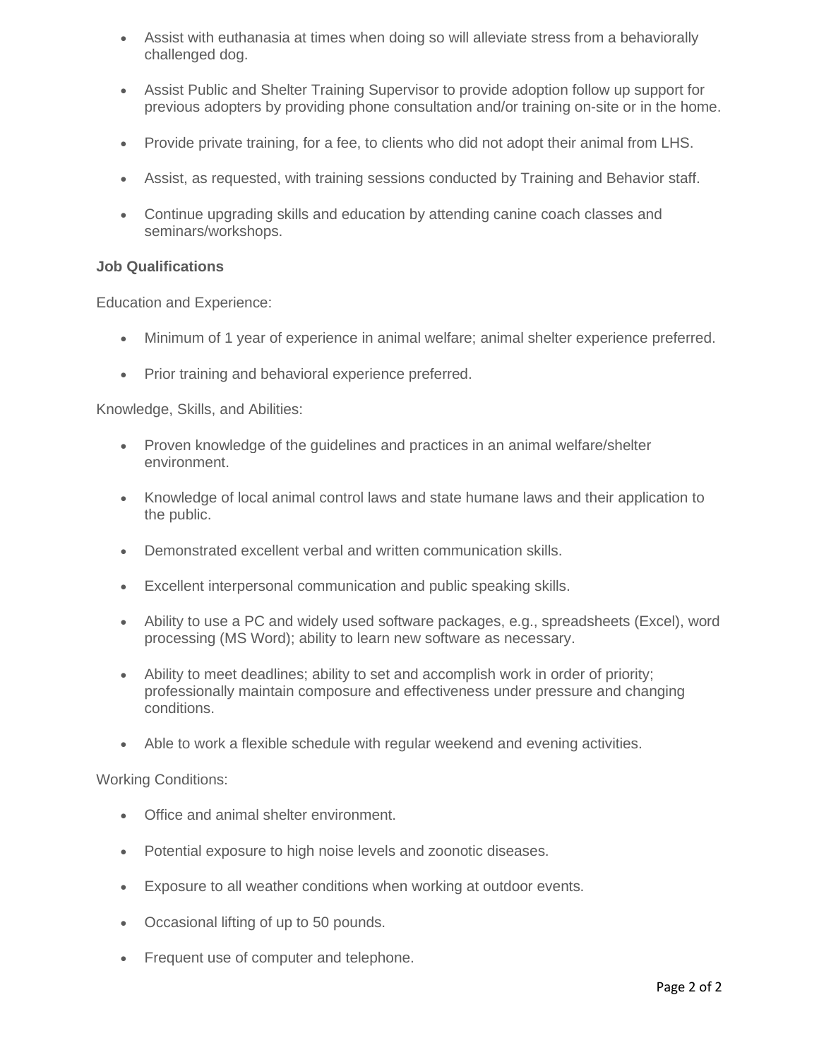- Assist with euthanasia at times when doing so will alleviate stress from a behaviorally challenged dog.
- Assist Public and Shelter Training Supervisor to provide adoption follow up support for previous adopters by providing phone consultation and/or training on-site or in the home.
- Provide private training, for a fee, to clients who did not adopt their animal from LHS.
- Assist, as requested, with training sessions conducted by Training and Behavior staff.
- Continue upgrading skills and education by attending canine coach classes and seminars/workshops.

**Job Qualifications**

Education and Experience:

- Minimum of 1 year of experience in animal welfare; animal shelter experience preferred.
- Prior training and behavioral experience preferred.

Knowledge, Skills, and Abilities:

- Proven knowledge of the guidelines and practices in an animal welfare/shelter environment.
- Knowledge of local animal control laws and state humane laws and their application to the public.
- Demonstrated excellent verbal and written communication skills.
- Excellent interpersonal communication and public speaking skills.
- Ability to use a PC and widely used software packages, e.g., spreadsheets (Excel), word processing (MS Word); ability to learn new software as necessary.
- Ability to meet deadlines; ability to set and accomplish work in order of priority; professionally maintain composure and effectiveness under pressure and changing conditions.
- Able to work a flexible schedule with regular weekend and evening activities.

Working Conditions:

- Office and animal shelter environment.
- Potential exposure to high noise levels and zoonotic diseases.
- Exposure to all weather conditions when working at outdoor events.
- Occasional lifting of up to 50 pounds.
- Frequent use of computer and telephone.